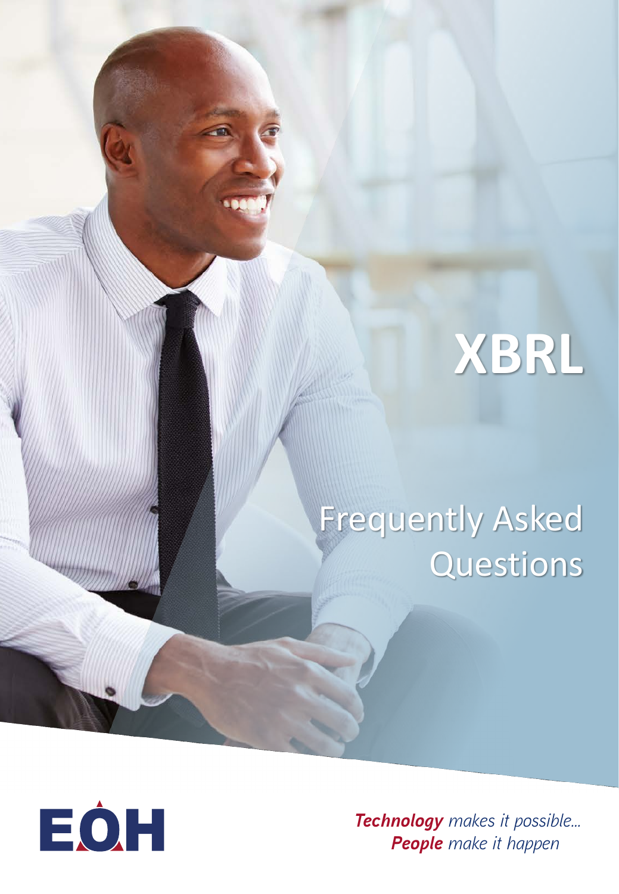# XBRL

## Frequently Asked Questions

EOH

***Technology*** *makes it possible...*
***People*** *make it happen*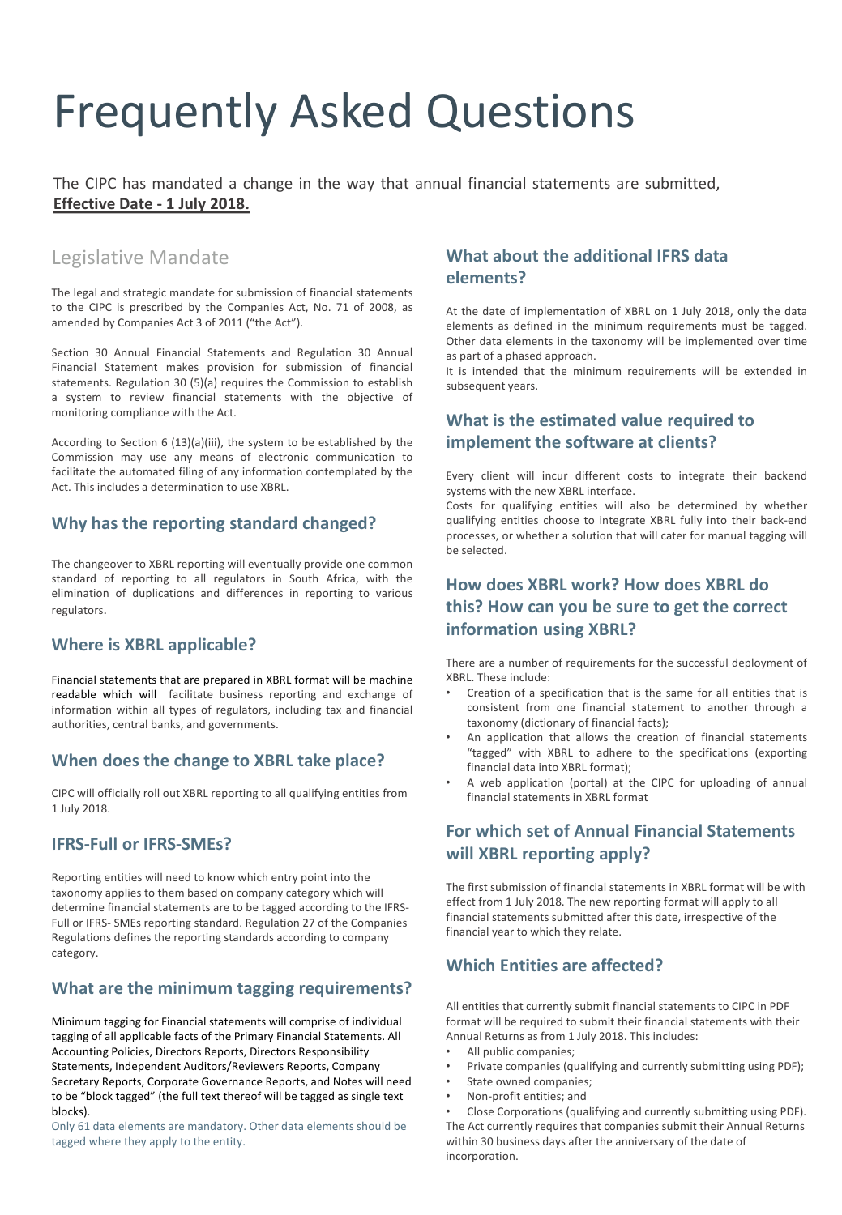# Frequently Asked Questions

The CIPC has mandated a change in the way that annual financial statements are submitted, **Effective Date - 1 July 2018.**

## Legislative Mandate

The legal and strategic mandate for submission of financial statements to the CIPC is prescribed by the Companies Act, No. 71 of 2008, as amended by Companies Act 3 of 2011 ("the Act").

Section 30 Annual Financial Statements and Regulation 30 Annual Financial Statement makes provision for submission of financial statements. Regulation 30 (5)(a) requires the Commission to establish a system to review financial statements with the objective of monitoring compliance with the Act.

According to Section 6 (13)(a)(iii), the system to be established by the Commission may use any means of electronic communication to facilitate the automated filing of any information contemplated by the Act. This includes a determination to use XBRL.

### Why has the reporting standard changed?

The changeover to XBRL reporting will eventually provide one common standard of reporting to all regulators in South Africa, with the elimination of duplications and differences in reporting to various regulators.

### Where is XBRL applicable?

Financial statements that are prepared in XBRL format will be machine readable which will facilitate business reporting and exchange of information within all types of regulators, including tax and financial authorities, central banks, and governments.

### When does the change to XBRL take place?

CIPC will officially roll out XBRL reporting to all qualifying entities from 1 July 2018.

### IFRS-Full or IFRS-SMEs?

Reporting entities will need to know which entry point into the taxonomy applies to them based on company category which will determine financial statements are to be tagged according to the IFRS-Full or IFRS- SMEs reporting standard. Regulation 27 of the Companies Regulations defines the reporting standards according to company category.

### What are the minimum tagging requirements?

Minimum tagging for Financial statements will comprise of individual tagging of all applicable facts of the Primary Financial Statements. All Accounting Policies, Directors Reports, Directors Responsibility Statements, Independent Auditors/Reviewers Reports, Company Secretary Reports, Corporate Governance Reports, and Notes will need to be "block tagged" (the full text thereof will be tagged as single text blocks).

Only 61 data elements are mandatory. Other data elements should be tagged where they apply to the entity.

### What about the additional IFRS data elements?

At the date of implementation of XBRL on 1 July 2018, only the data elements as defined in the minimum requirements must be tagged. Other data elements in the taxonomy will be implemented over time as part of a phased approach.

It is intended that the minimum requirements will be extended in subsequent years.

### What is the estimated value required to implement the software at clients?

Every client will incur different costs to integrate their backend systems with the new XBRL interface.

Costs for qualifying entities will also be determined by whether qualifying entities choose to integrate XBRL fully into their back-end processes, or whether a solution that will cater for manual tagging will be selected.

### How does XBRL work? How does XBRL do this? How can you be sure to get the correct information using XBRL?

There are a number of requirements for the successful deployment of XBRL. These include:

- Creation of a specification that is the same for all entities that is consistent from one financial statement to another through a taxonomy (dictionary of financial facts);
- An application that allows the creation of financial statements "tagged" with XBRL to adhere to the specifications (exporting financial data into XBRL format);
- A web application (portal) at the CIPC for uploading of annual financial statements in XBRL format

### For which set of Annual Financial Statements will XBRL reporting apply?

The first submission of financial statements in XBRL format will be with effect from 1 July 2018. The new reporting format will apply to all financial statements submitted after this date, irrespective of the financial year to which they relate.

### Which Entities are affected?

All entities that currently submit financial statements to CIPC in PDF format will be required to submit their financial statements with their Annual Returns as from 1 July 2018. This includes:

- All public companies;
- Private companies (qualifying and currently submitting using PDF);
- State owned companies;
- Non-profit entities; and
- Close Corporations (qualifying and currently submitting using PDF).

The Act currently requires that companies submit their Annual Returns within 30 business days after the anniversary of the date of incorporation.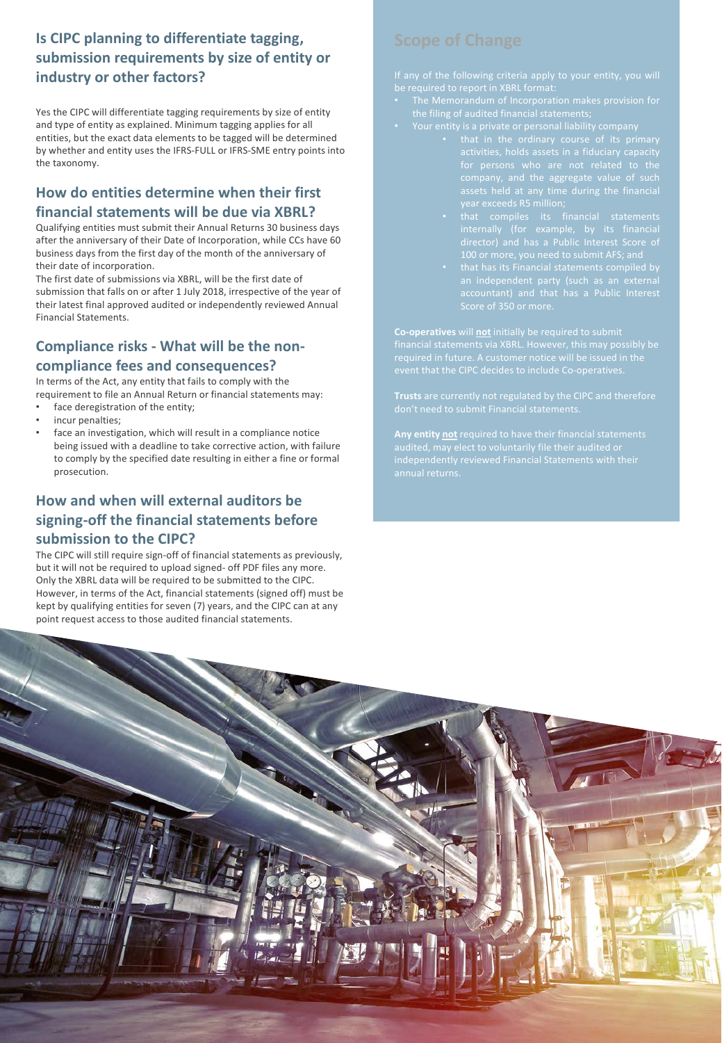## Is CIPC planning to differentiate tagging, submission requirements by size of entity or industry or other factors?

Yes the CIPC will differentiate tagging requirements by size of entity and type of entity as explained. Minimum tagging applies for all entities, but the exact data elements to be tagged will be determined by whether and entity uses the IFRS-FULL or IFRS-SME entry points into the taxonomy.

## How do entities determine when their first financial statements will be due via XBRL?

Qualifying entities must submit their Annual Returns 30 business days after the anniversary of their Date of Incorporation, while CCs have 60 business days from the first day of the month of the anniversary of their date of incorporation.

The first date of submissions via XBRL, will be the first date of submission that falls on or after 1 July 2018, irrespective of the year of their latest final approved audited or independently reviewed Annual Financial Statements.

## Compliance risks - What will be the non-compliance fees and consequences?

In terms of the Act, any entity that fails to comply with the requirement to file an Annual Return or financial statements may:

- face deregistration of the entity;
- incur penalties;
- face an investigation, which will result in a compliance notice being issued with a deadline to take corrective action, with failure to comply by the specified date resulting in either a fine or formal prosecution.

## How and when will external auditors be signing-off the financial statements before submission to the CIPC?

The CIPC will still require sign-off of financial statements as previously, but it will not be required to upload signed- off PDF files any more. Only the XBRL data will be required to be submitted to the CIPC. However, in terms of the Act, financial statements (signed off) must be kept by qualifying entities for seven (7) years, and the CIPC can at any point request access to those audited financial statements.

## Scope of Change

If any of the following criteria apply to your entity, you will be required to report in XBRL format:

- The Memorandum of Incorporation makes provision for the filing of audited financial statements;
- Your entity is a private or personal liability company
  - that in the ordinary course of its primary activities, holds assets in a fiduciary capacity for persons who are not related to the company, and the aggregate value of such assets held at any time during the financial year exceeds R5 million;
  - that compiles its financial statements internally (for example, by its financial director) and has a Public Interest Score of 100 or more, you need to submit AFS; and
  - that has its Financial statements compiled by an independent party (such as an external accountant) and that has a Public Interest Score of 350 or more.

**Co-operatives** will **not** initially be required to submit financial statements via XBRL. However, this may possibly be required in future. A customer notice will be issued in the event that the CIPC decides to include Co-operatives.

**Trusts** are currently not regulated by the CIPC and therefore don't need to submit Financial statements.

**Any entity not** required to have their financial statements audited, may elect to voluntarily file their audited or independently reviewed Financial Statements with their annual returns.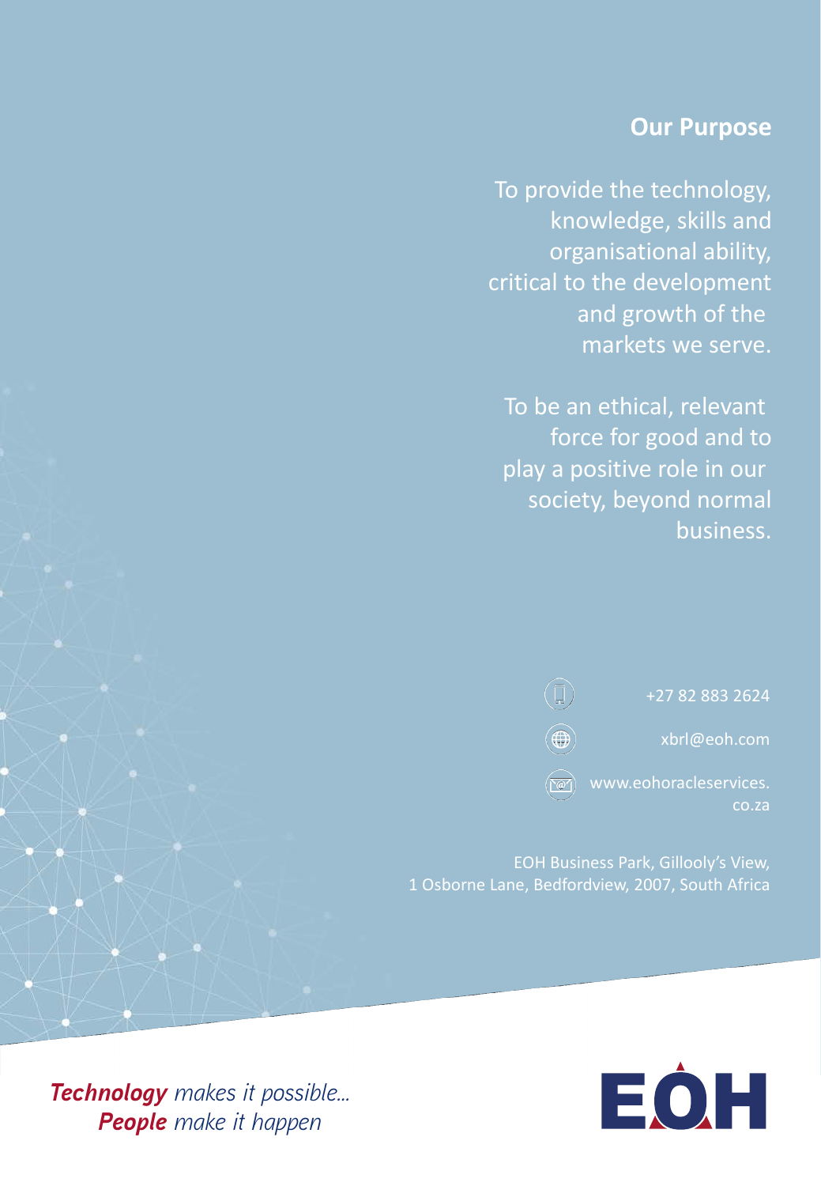## Our Purpose

To provide the technology, knowledge, skills and organisational ability, critical to the development and growth of the markets we serve.

To be an ethical, relevant force for good and to play a positive role in our society, beyond normal business.

+27 82 883 2624

xbrl@eoh.com

www.eohoracleservices.co.za

EOH Business Park, Gillooly's View, 1 Osborne Lane, Bedfordview, 2007, South Africa

***Technology*** *makes it possible...*
***People*** *make it happen*

EOH